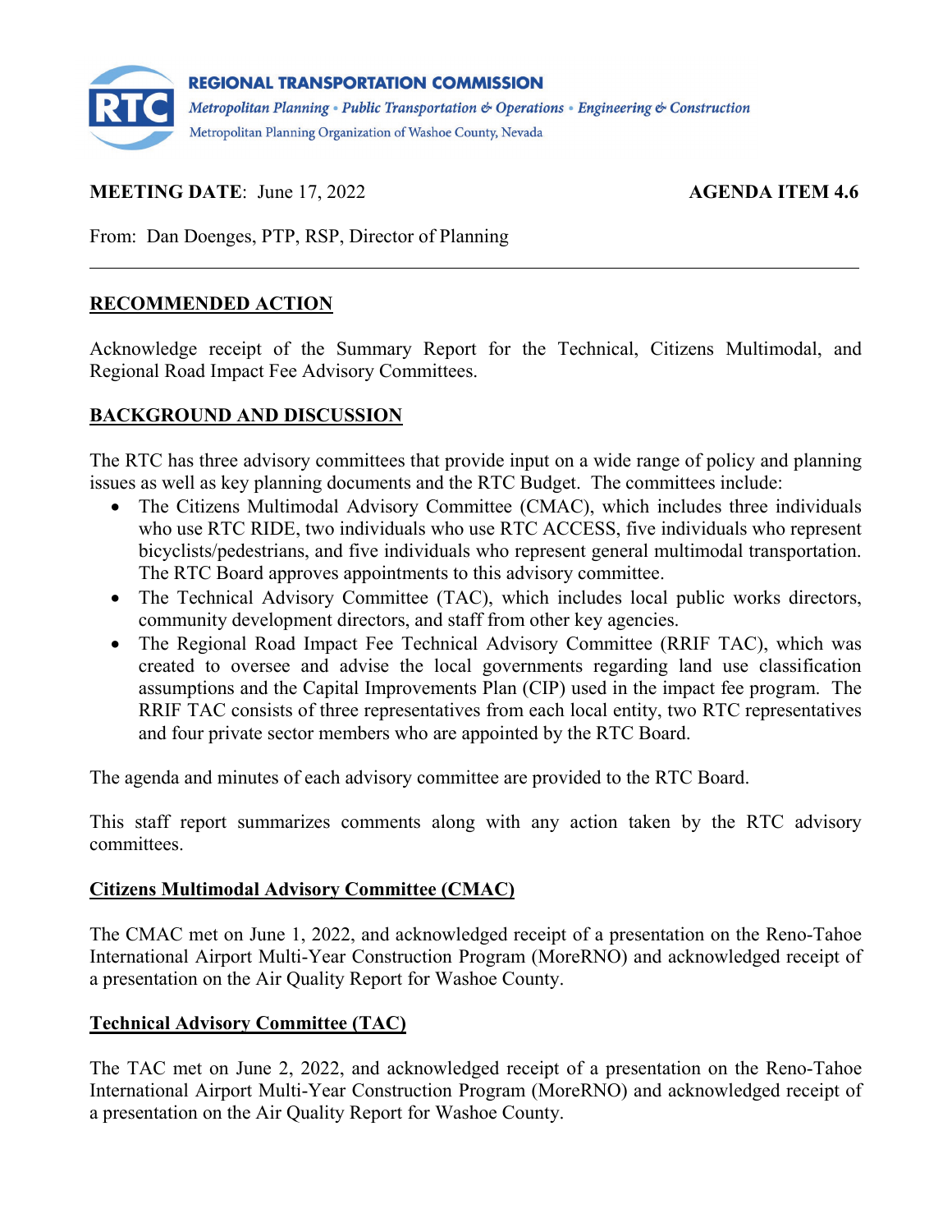**REGIONAL TRANSPORTATION COMMISSION**
*Metropolitan Planning • Public Transportation & Operations • Engineering & Construction*
Metropolitan Planning Organization of Washoe County, Nevada

**MEETING DATE**: June 17, 2022 **AGENDA ITEM 4.6**

From: Dan Doenges, PTP, RSP, Director of Planning

---

## RECOMMENDED ACTION

Acknowledge receipt of the Summary Report for the Technical, Citizens Multimodal, and Regional Road Impact Fee Advisory Committees.

## BACKGROUND AND DISCUSSION

The RTC has three advisory committees that provide input on a wide range of policy and planning issues as well as key planning documents and the RTC Budget. The committees include:

- The Citizens Multimodal Advisory Committee (CMAC), which includes three individuals who use RTC RIDE, two individuals who use RTC ACCESS, five individuals who represent bicyclists/pedestrians, and five individuals who represent general multimodal transportation. The RTC Board approves appointments to this advisory committee.
- The Technical Advisory Committee (TAC), which includes local public works directors, community development directors, and staff from other key agencies.
- The Regional Road Impact Fee Technical Advisory Committee (RRIF TAC), which was created to oversee and advise the local governments regarding land use classification assumptions and the Capital Improvements Plan (CIP) used in the impact fee program. The RRIF TAC consists of three representatives from each local entity, two RTC representatives and four private sector members who are appointed by the RTC Board.

The agenda and minutes of each advisory committee are provided to the RTC Board.

This staff report summarizes comments along with any action taken by the RTC advisory committees.

### Citizens Multimodal Advisory Committee (CMAC)

The CMAC met on June 1, 2022, and acknowledged receipt of a presentation on the Reno-Tahoe International Airport Multi-Year Construction Program (MoreRNO) and acknowledged receipt of a presentation on the Air Quality Report for Washoe County.

### Technical Advisory Committee (TAC)

The TAC met on June 2, 2022, and acknowledged receipt of a presentation on the Reno-Tahoe International Airport Multi-Year Construction Program (MoreRNO) and acknowledged receipt of a presentation on the Air Quality Report for Washoe County.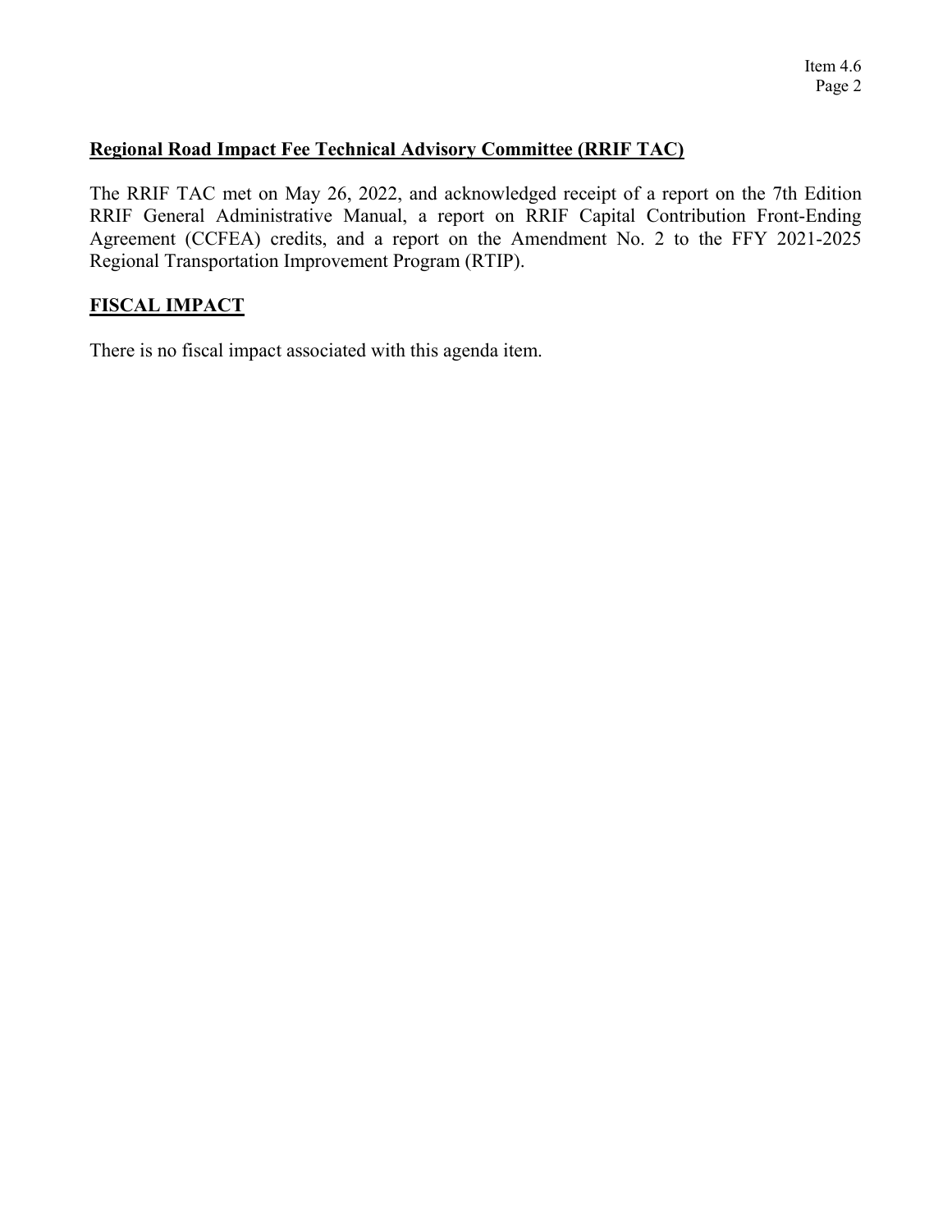**Regional Road Impact Fee Technical Advisory Committee (RRIF TAC)**

The RRIF TAC met on May 26, 2022, and acknowledged receipt of a report on the 7th Edition RRIF General Administrative Manual, a report on RRIF Capital Contribution Front-Ending Agreement (CCFEA) credits, and a report on the Amendment No. 2 to the FFY 2021-2025 Regional Transportation Improvement Program (RTIP).

**FISCAL IMPACT**

There is no fiscal impact associated with this agenda item.